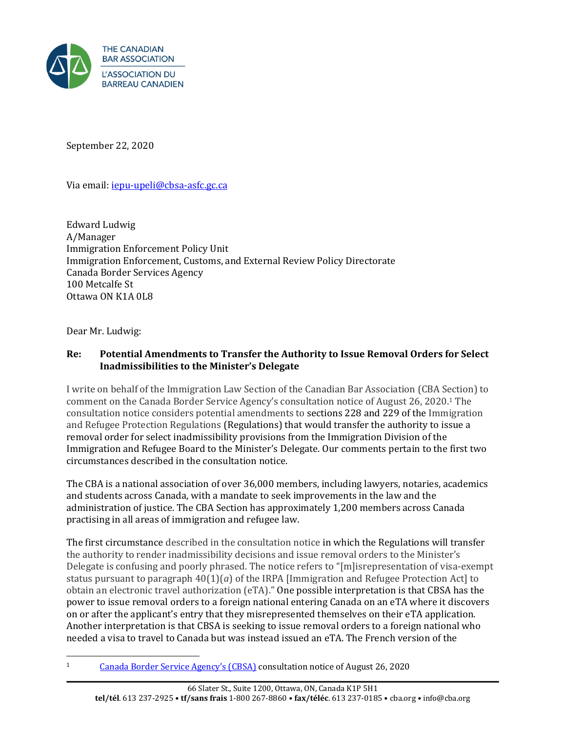THE CANADIAN BAR ASSOCIATION
L'ASSOCIATION DU BARREAU CANADIEN

September 22, 2020

Via email: iepu-upeli@cbsa-asfc.gc.ca

Edward Ludwig
A/Manager
Immigration Enforcement Policy Unit
Immigration Enforcement, Customs, and External Review Policy Directorate
Canada Border Services Agency
100 Metcalfe St
Ottawa ON K1A 0L8

Dear Mr. Ludwig:

**Re: Potential Amendments to Transfer the Authority to Issue Removal Orders for Select Inadmissibilities to the Minister's Delegate**

I write on behalf of the Immigration Law Section of the Canadian Bar Association (CBA Section) to comment on the Canada Border Service Agency's consultation notice of August 26, 2020.[1] The consultation notice considers potential amendments to sections 228 and 229 of the Immigration and Refugee Protection Regulations (Regulations) that would transfer the authority to issue a removal order for select inadmissibility provisions from the Immigration Division of the Immigration and Refugee Board to the Minister's Delegate. Our comments pertain to the first two circumstances described in the consultation notice.

The CBA is a national association of over 36,000 members, including lawyers, notaries, academics and students across Canada, with a mandate to seek improvements in the law and the administration of justice. The CBA Section has approximately 1,200 members across Canada practising in all areas of immigration and refugee law.

The first circumstance described in the consultation notice in which the Regulations will transfer the authority to render inadmissibility decisions and issue removal orders to the Minister's Delegate is confusing and poorly phrased. The notice refers to "[m]isrepresentation of visa-exempt status pursuant to paragraph 40(1)(*a*) of the IRPA [Immigration and Refugee Protection Act] to obtain an electronic travel authorization (eTA)." One possible interpretation is that CBSA has the power to issue removal orders to a foreign national entering Canada on an eTA where it discovers on or after the applicant's entry that they misrepresented themselves on their eTA application. Another interpretation is that CBSA is seeking to issue removal orders to a foreign national who needed a visa to travel to Canada but was instead issued an eTA. The French version of the

[1] Canada Border Service Agency's (CBSA) consultation notice of August 26, 2020

66 Slater St., Suite 1200, Ottawa, ON, Canada K1P 5H1
**tel/tél**. 613 237-2925 • **tf/sans frais** 1-800 267-8860 • **fax/téléc**. 613 237-0185 • cba.org • info@cba.org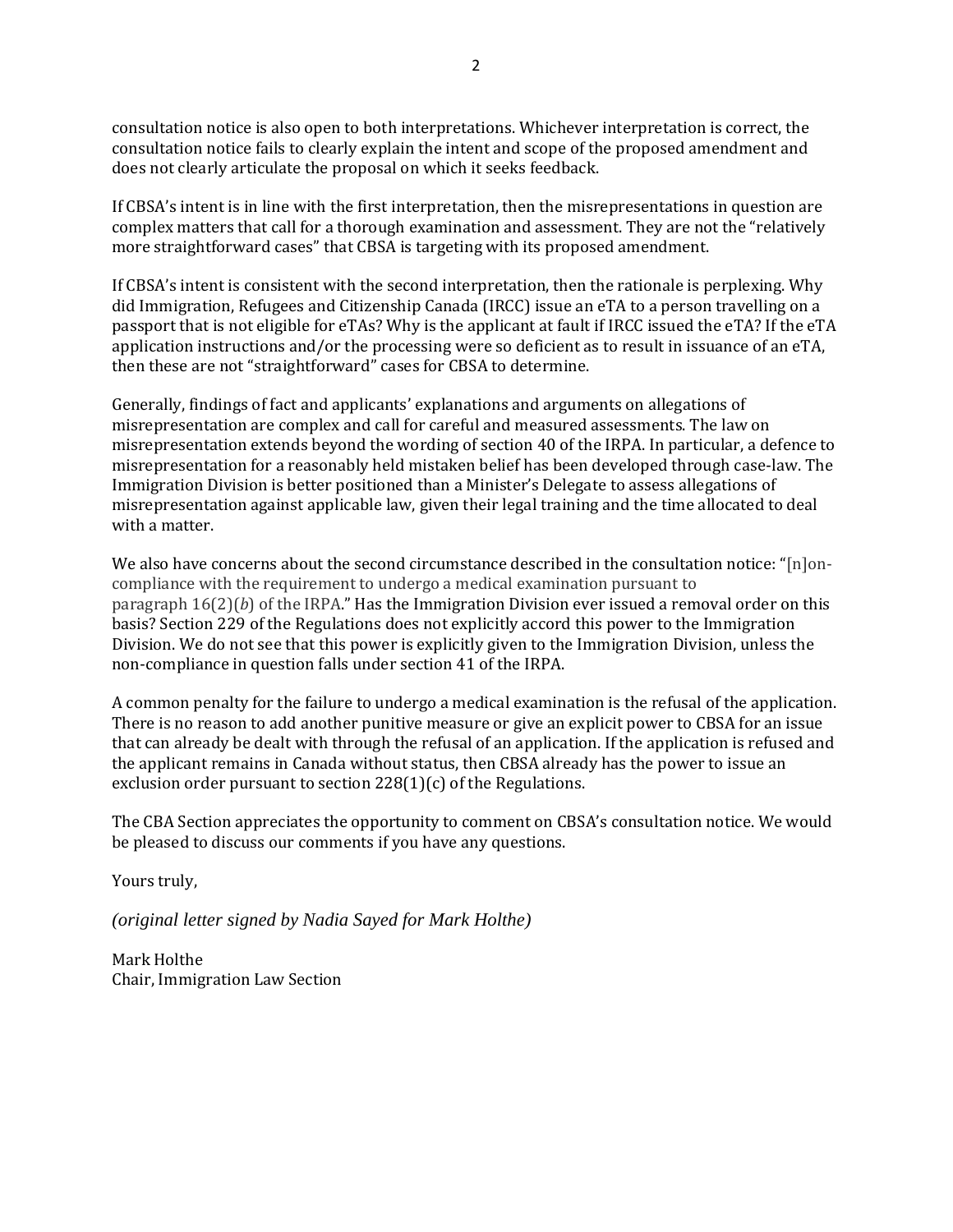consultation notice is also open to both interpretations. Whichever interpretation is correct, the consultation notice fails to clearly explain the intent and scope of the proposed amendment and does not clearly articulate the proposal on which it seeks feedback.

If CBSA's intent is in line with the first interpretation, then the misrepresentations in question are complex matters that call for a thorough examination and assessment. They are not the "relatively more straightforward cases" that CBSA is targeting with its proposed amendment.

If CBSA's intent is consistent with the second interpretation, then the rationale is perplexing. Why did Immigration, Refugees and Citizenship Canada (IRCC) issue an eTA to a person travelling on a passport that is not eligible for eTAs? Why is the applicant at fault if IRCC issued the eTA? If the eTA application instructions and/or the processing were so deficient as to result in issuance of an eTA, then these are not "straightforward" cases for CBSA to determine.

Generally, findings of fact and applicants' explanations and arguments on allegations of misrepresentation are complex and call for careful and measured assessments. The law on misrepresentation extends beyond the wording of section 40 of the IRPA. In particular, a defence to misrepresentation for a reasonably held mistaken belief has been developed through case-law. The Immigration Division is better positioned than a Minister's Delegate to assess allegations of misrepresentation against applicable law, given their legal training and the time allocated to deal with a matter.

We also have concerns about the second circumstance described in the consultation notice: "[n]on-compliance with the requirement to undergo a medical examination pursuant to paragraph 16(2)(*b*) of the IRPA." Has the Immigration Division ever issued a removal order on this basis? Section 229 of the Regulations does not explicitly accord this power to the Immigration Division. We do not see that this power is explicitly given to the Immigration Division, unless the non-compliance in question falls under section 41 of the IRPA.

A common penalty for the failure to undergo a medical examination is the refusal of the application. There is no reason to add another punitive measure or give an explicit power to CBSA for an issue that can already be dealt with through the refusal of an application. If the application is refused and the applicant remains in Canada without status, then CBSA already has the power to issue an exclusion order pursuant to section 228(1)(c) of the Regulations.

The CBA Section appreciates the opportunity to comment on CBSA's consultation notice. We would be pleased to discuss our comments if you have any questions.

Yours truly,

*(original letter signed by Nadia Sayed for Mark Holthe)*

Mark Holthe
Chair, Immigration Law Section